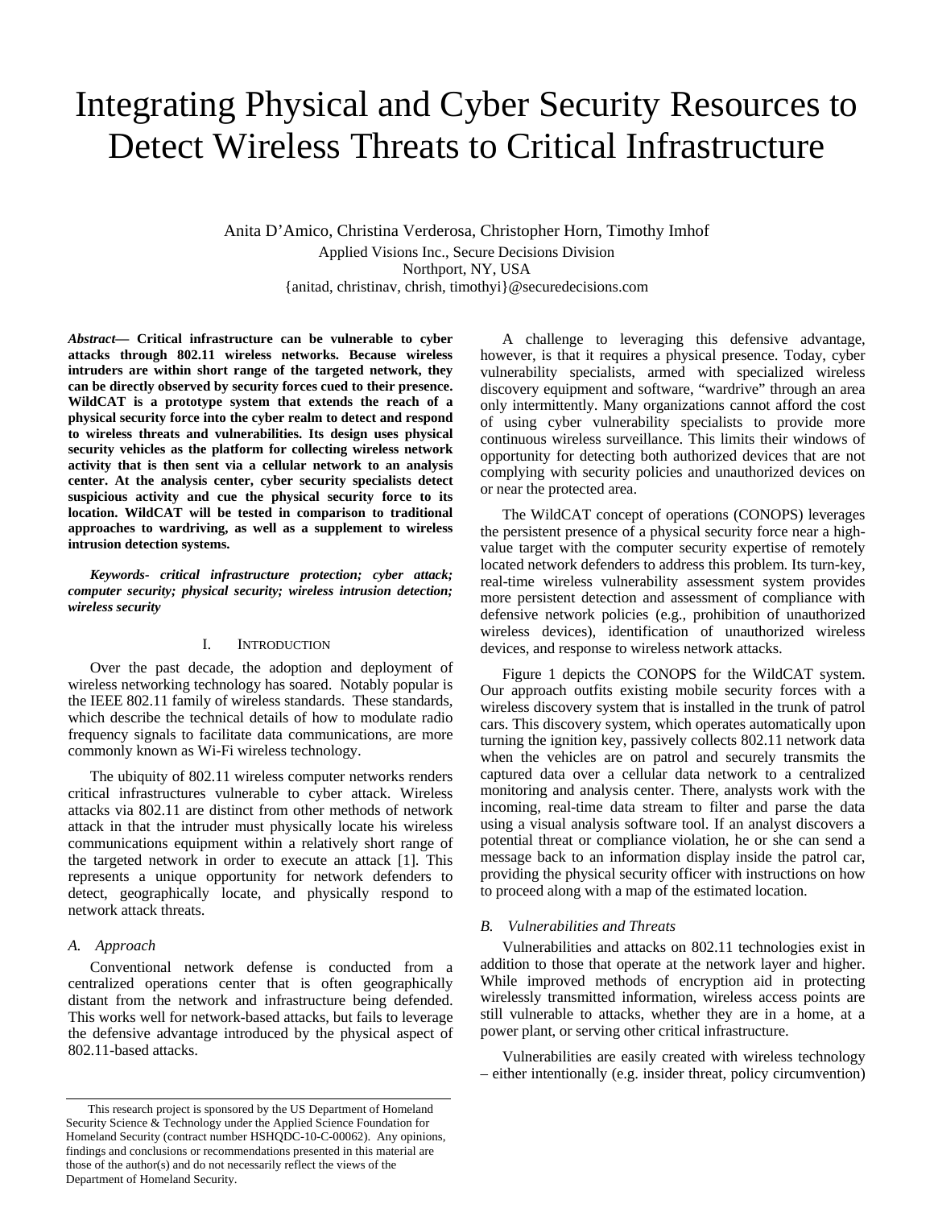# Integrating Physical and Cyber Security Resources to Detect Wireless Threats to Critical Infrastructure

Anita D'Amico, Christina Verderosa, Christopher Horn, Timothy Imhof

Applied Visions Inc., Secure Decisions Division
Northport, NY, USA
{anitad, christinav, chrish, timothyi}@securedecisions.com

***Abstract*— Critical infrastructure can be vulnerable to cyber attacks through 802.11 wireless networks. Because wireless intruders are within short range of the targeted network, they can be directly observed by security forces cued to their presence. WildCAT is a prototype system that extends the reach of a physical security force into the cyber realm to detect and respond to wireless threats and vulnerabilities. Its design uses physical security vehicles as the platform for collecting wireless network activity that is then sent via a cellular network to an analysis center. At the analysis center, cyber security specialists detect suspicious activity and cue the physical security force to its location. WildCAT will be tested in comparison to traditional approaches to wardriving, as well as a supplement to wireless intrusion detection systems.**

***Keywords- critical infrastructure protection; cyber attack; computer security; physical security; wireless intrusion detection; wireless security***

## I. Introduction

Over the past decade, the adoption and deployment of wireless networking technology has soared. Notably popular is the IEEE 802.11 family of wireless standards. These standards, which describe the technical details of how to modulate radio frequency signals to facilitate data communications, are more commonly known as Wi-Fi wireless technology.

The ubiquity of 802.11 wireless computer networks renders critical infrastructures vulnerable to cyber attack. Wireless attacks via 802.11 are distinct from other methods of network attack in that the intruder must physically locate his wireless communications equipment within a relatively short range of the targeted network in order to execute an attack [1]. This represents a unique opportunity for network defenders to detect, geographically locate, and physically respond to network attack threats.

### *A. Approach*

Conventional network defense is conducted from a centralized operations center that is often geographically distant from the network and infrastructure being defended. This works well for network-based attacks, but fails to leverage the defensive advantage introduced by the physical aspect of 802.11-based attacks.

A challenge to leveraging this defensive advantage, however, is that it requires a physical presence. Today, cyber vulnerability specialists, armed with specialized wireless discovery equipment and software, "wardrive" through an area only intermittently. Many organizations cannot afford the cost of using cyber vulnerability specialists to provide more continuous wireless surveillance. This limits their windows of opportunity for detecting both authorized devices that are not complying with security policies and unauthorized devices on or near the protected area.

The WildCAT concept of operations (CONOPS) leverages the persistent presence of a physical security force near a high-value target with the computer security expertise of remotely located network defenders to address this problem. Its turn-key, real-time wireless vulnerability assessment system provides more persistent detection and assessment of compliance with defensive network policies (e.g., prohibition of unauthorized wireless devices), identification of unauthorized wireless devices, and response to wireless network attacks.

Figure 1 depicts the CONOPS for the WildCAT system. Our approach outfits existing mobile security forces with a wireless discovery system that is installed in the trunk of patrol cars. This discovery system, which operates automatically upon turning the ignition key, passively collects 802.11 network data when the vehicles are on patrol and securely transmits the captured data over a cellular data network to a centralized monitoring and analysis center. There, analysts work with the incoming, real-time data stream to filter and parse the data using a visual analysis software tool. If an analyst discovers a potential threat or compliance violation, he or she can send a message back to an information display inside the patrol car, providing the physical security officer with instructions on how to proceed along with a map of the estimated location.

### *B. Vulnerabilities and Threats*

Vulnerabilities and attacks on 802.11 technologies exist in addition to those that operate at the network layer and higher. While improved methods of encryption aid in protecting wirelessly transmitted information, wireless access points are still vulnerable to attacks, whether they are in a home, at a power plant, or serving other critical infrastructure.

Vulnerabilities are easily created with wireless technology – either intentionally (e.g. insider threat, policy circumvention)

This research project is sponsored by the US Department of Homeland Security Science & Technology under the Applied Science Foundation for Homeland Security (contract number HSHQDC-10-C-00062). Any opinions, findings and conclusions or recommendations presented in this material are those of the author(s) and do not necessarily reflect the views of the Department of Homeland Security.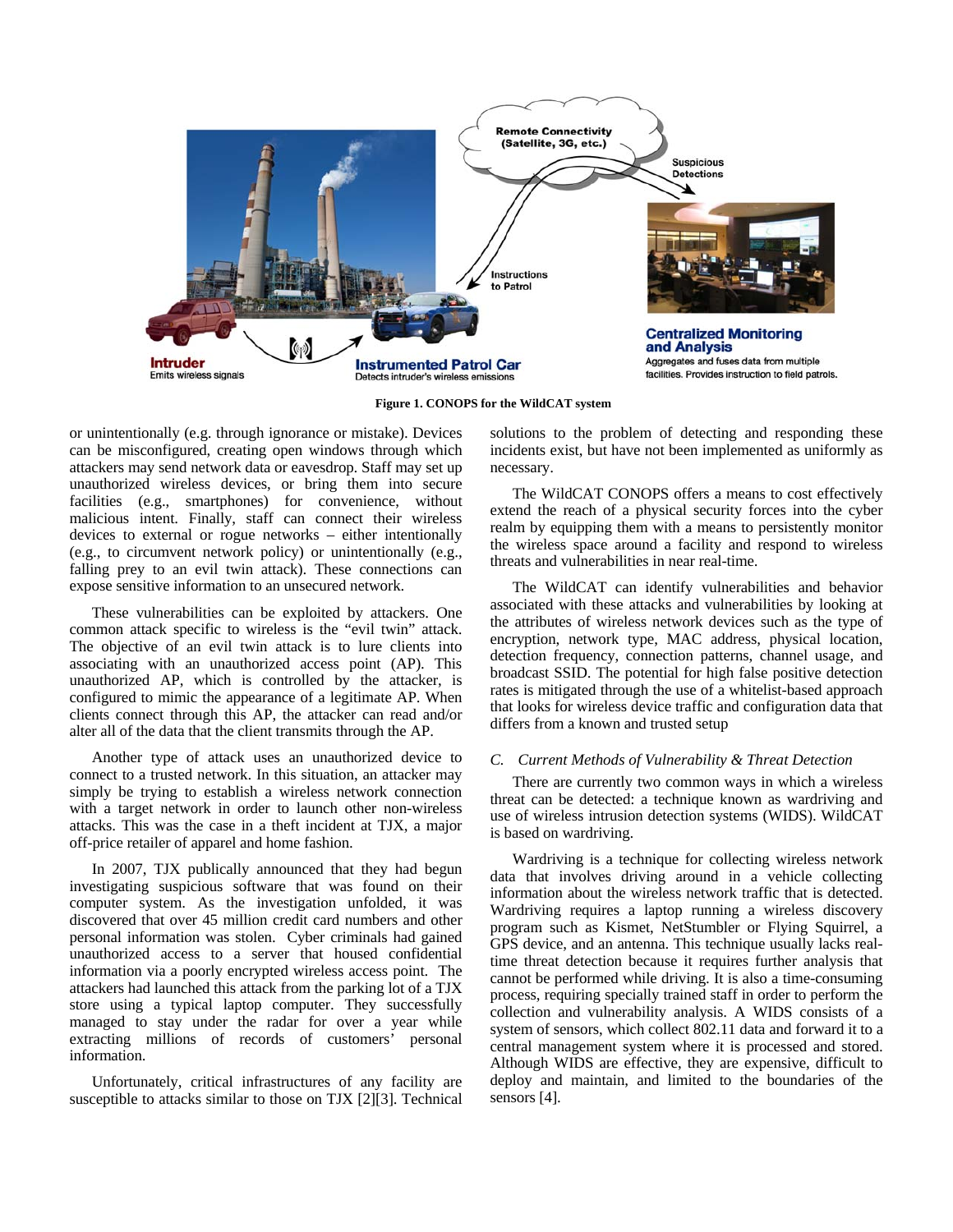Figure 1. CONOPS for the WildCAT system

or unintentionally (e.g. through ignorance or mistake). Devices can be misconfigured, creating open windows through which attackers may send network data or eavesdrop. Staff may set up unauthorized wireless devices, or bring them into secure facilities (e.g., smartphones) for convenience, without malicious intent. Finally, staff can connect their wireless devices to external or rogue networks – either intentionally (e.g., to circumvent network policy) or unintentionally (e.g., falling prey to an evil twin attack). These connections can expose sensitive information to an unsecured network.

These vulnerabilities can be exploited by attackers. One common attack specific to wireless is the "evil twin" attack. The objective of an evil twin attack is to lure clients into associating with an unauthorized access point (AP). This unauthorized AP, which is controlled by the attacker, is configured to mimic the appearance of a legitimate AP. When clients connect through this AP, the attacker can read and/or alter all of the data that the client transmits through the AP.

Another type of attack uses an unauthorized device to connect to a trusted network. In this situation, an attacker may simply be trying to establish a wireless network connection with a target network in order to launch other non-wireless attacks. This was the case in a theft incident at TJX, a major off-price retailer of apparel and home fashion.

In 2007, TJX publically announced that they had begun investigating suspicious software that was found on their computer system. As the investigation unfolded, it was discovered that over 45 million credit card numbers and other personal information was stolen. Cyber criminals had gained unauthorized access to a server that housed confidential information via a poorly encrypted wireless access point. The attackers had launched this attack from the parking lot of a TJX store using a typical laptop computer. They successfully managed to stay under the radar for over a year while extracting millions of records of customers' personal information.

Unfortunately, critical infrastructures of any facility are susceptible to attacks similar to those on TJX [2][3]. Technical solutions to the problem of detecting and responding these incidents exist, but have not been implemented as uniformly as necessary.

The WildCAT CONOPS offers a means to cost effectively extend the reach of a physical security forces into the cyber realm by equipping them with a means to persistently monitor the wireless space around a facility and respond to wireless threats and vulnerabilities in near real-time.

The WildCAT can identify vulnerabilities and behavior associated with these attacks and vulnerabilities by looking at the attributes of wireless network devices such as the type of encryption, network type, MAC address, physical location, detection frequency, connection patterns, channel usage, and broadcast SSID. The potential for high false positive detection rates is mitigated through the use of a whitelist-based approach that looks for wireless device traffic and configuration data that differs from a known and trusted setup

### *C. Current Methods of Vulnerability & Threat Detection*

There are currently two common ways in which a wireless threat can be detected: a technique known as wardriving and use of wireless intrusion detection systems (WIDS). WildCAT is based on wardriving.

Wardriving is a technique for collecting wireless network data that involves driving around in a vehicle collecting information about the wireless network traffic that is detected. Wardriving requires a laptop running a wireless discovery program such as Kismet, NetStumbler or Flying Squirrel, a GPS device, and an antenna. This technique usually lacks real-time threat detection because it requires further analysis that cannot be performed while driving. It is also a time-consuming process, requiring specially trained staff in order to perform the collection and vulnerability analysis. A WIDS consists of a system of sensors, which collect 802.11 data and forward it to a central management system where it is processed and stored. Although WIDS are effective, they are expensive, difficult to deploy and maintain, and limited to the boundaries of the sensors [4].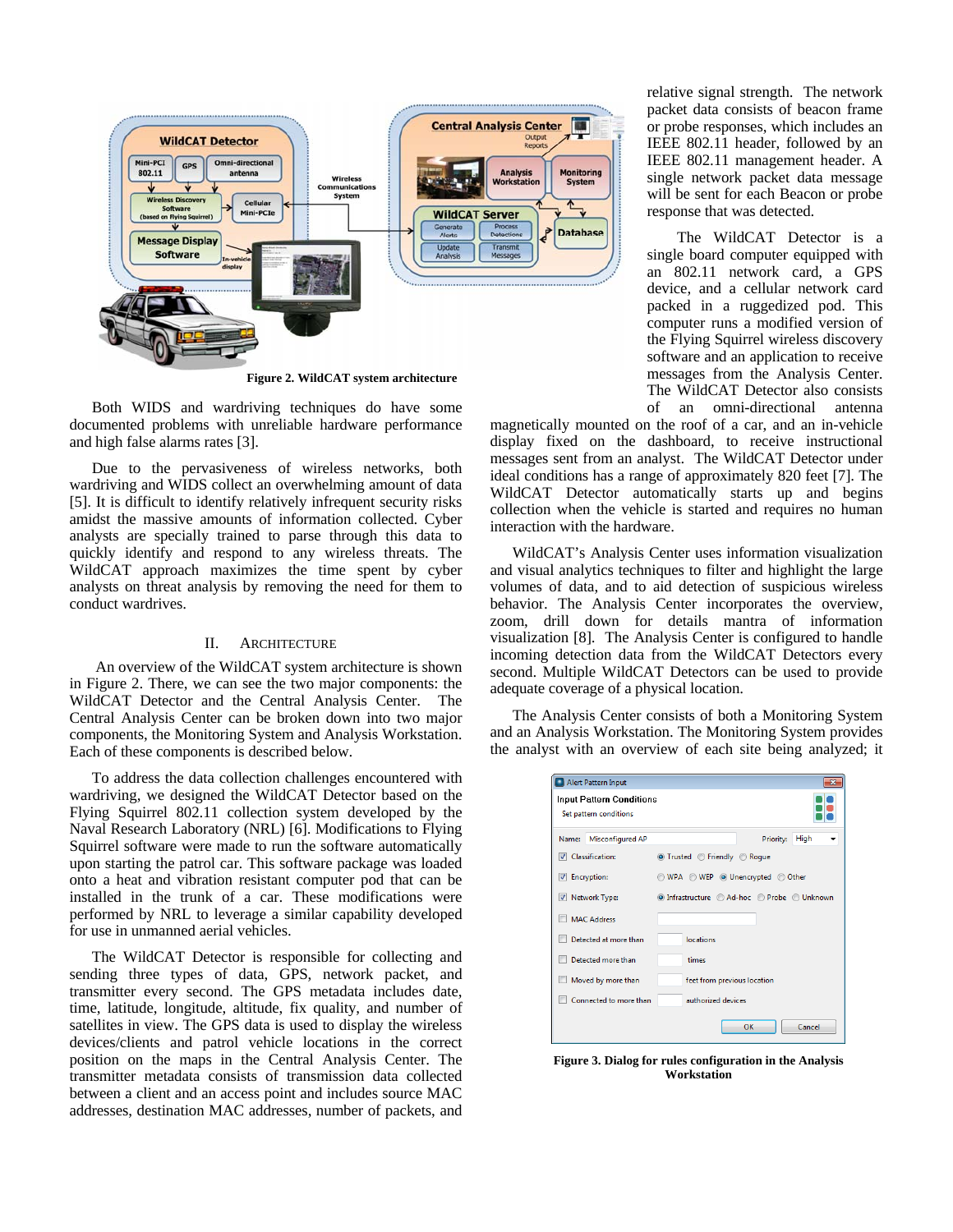Figure 2. WildCAT system architecture

Both WIDS and wardriving techniques do have some documented problems with unreliable hardware performance and high false alarms rates [3].

Due to the pervasiveness of wireless networks, both wardriving and WIDS collect an overwhelming amount of data [5]. It is difficult to identify relatively infrequent security risks amidst the massive amounts of information collected. Cyber analysts are specially trained to parse through this data to quickly identify and respond to any wireless threats. The WildCAT approach maximizes the time spent by cyber analysts on threat analysis by removing the need for them to conduct wardrives.

## II. Architecture

An overview of the WildCAT system architecture is shown in Figure 2. There, we can see the two major components: the WildCAT Detector and the Central Analysis Center. The Central Analysis Center can be broken down into two major components, the Monitoring System and Analysis Workstation. Each of these components is described below.

To address the data collection challenges encountered with wardriving, we designed the WildCAT Detector based on the Flying Squirrel 802.11 collection system developed by the Naval Research Laboratory (NRL) [6]. Modifications to Flying Squirrel software were made to run the software automatically upon starting the patrol car. This software package was loaded onto a heat and vibration resistant computer pod that can be installed in the trunk of a car. These modifications were performed by NRL to leverage a similar capability developed for use in unmanned aerial vehicles.

The WildCAT Detector is responsible for collecting and sending three types of data, GPS, network packet, and transmitter every second. The GPS metadata includes date, time, latitude, longitude, altitude, fix quality, and number of satellites in view. The GPS data is used to display the wireless devices/clients and patrol vehicle locations in the correct position on the maps in the Central Analysis Center. The transmitter metadata consists of transmission data collected between a client and an access point and includes source MAC addresses, destination MAC addresses, number of packets, and relative signal strength. The network packet data consists of beacon frame or probe responses, which includes an IEEE 802.11 header, followed by an IEEE 802.11 management header. A single network packet data message will be sent for each Beacon or probe response that was detected.

The WildCAT Detector is a single board computer equipped with an 802.11 network card, a GPS device, and a cellular network card packed in a ruggedized pod. This computer runs a modified version of the Flying Squirrel wireless discovery software and an application to receive messages from the Analysis Center. The WildCAT Detector also consists of an omni-directional antenna magnetically mounted on the roof of a car, and an in-vehicle display fixed on the dashboard, to receive instructional messages sent from an analyst. The WildCAT Detector under ideal conditions has a range of approximately 820 feet [7]. The WildCAT Detector automatically starts up and begins collection when the vehicle is started and requires no human interaction with the hardware.

WildCAT's Analysis Center uses information visualization and visual analytics techniques to filter and highlight the large volumes of data, and to aid detection of suspicious wireless behavior. The Analysis Center incorporates the overview, zoom, drill down for details mantra of information visualization [8]. The Analysis Center is configured to handle incoming detection data from the WildCAT Detectors every second. Multiple WildCAT Detectors can be used to provide adequate coverage of a physical location.

The Analysis Center consists of both a Monitoring System and an Analysis Workstation. The Monitoring System provides the analyst with an overview of each site being analyzed; it

Figure 3. Dialog for rules configuration in the Analysis Workstation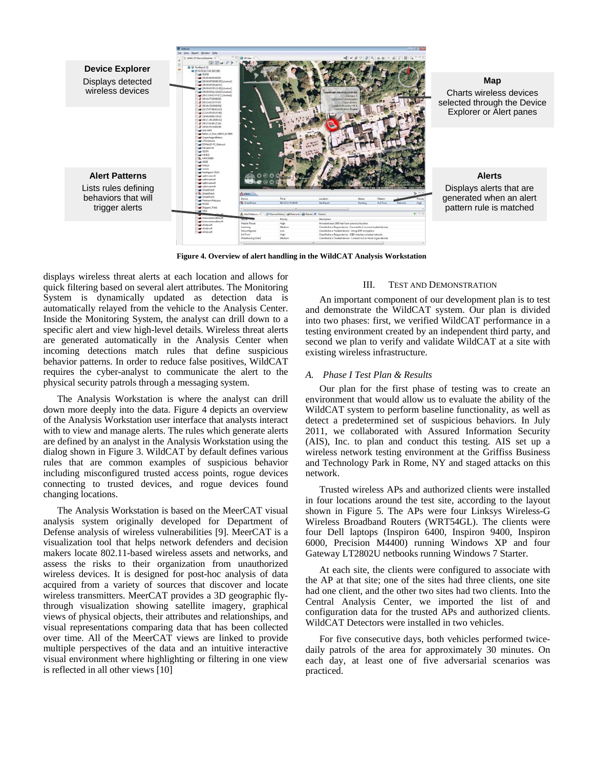Device Explorer
Displays detected wireless devices

Map
Charts wireless devices selected through the Device Explorer or Alert panes

Alert Patterns
Lists rules defining behaviors that will trigger alerts

Alerts
Displays alerts that are generated when an alert pattern rule is matched

**Figure 4. Overview of alert handling in the WildCAT Analysis Workstation**

displays wireless threat alerts at each location and allows for quick filtering based on several alert attributes. The Monitoring System is dynamically updated as detection data is automatically relayed from the vehicle to the Analysis Center. Inside the Monitoring System, the analyst can drill down to a specific alert and view high-level details. Wireless threat alerts are generated automatically in the Analysis Center when incoming detections match rules that define suspicious behavior patterns. In order to reduce false positives, WildCAT requires the cyber-analyst to communicate the alert to the physical security patrols through a messaging system.

The Analysis Workstation is where the analyst can drill down more deeply into the data. Figure 4 depicts an overview of the Analysis Workstation user interface that analysts interact with to view and manage alerts. The rules which generate alerts are defined by an analyst in the Analysis Workstation using the dialog shown in Figure 3. WildCAT by default defines various rules that are common examples of suspicious behavior including misconfigured trusted access points, rogue devices connecting to trusted devices, and rogue devices found changing locations.

The Analysis Workstation is based on the MeerCAT visual analysis system originally developed for Department of Defense analysis of wireless vulnerabilities [9]. MeerCAT is a visualization tool that helps network defenders and decision makers locate 802.11-based wireless assets and networks, and assess the risks to their organization from unauthorized wireless devices. It is designed for post-hoc analysis of data acquired from a variety of sources that discover and locate wireless transmitters. MeerCAT provides a 3D geographic fly-through visualization showing satellite imagery, graphical views of physical objects, their attributes and relationships, and visual representations comparing data that has been collected over time. All of the MeerCAT views are linked to provide multiple perspectives of the data and an intuitive interactive visual environment where highlighting or filtering in one view is reflected in all other views [10]

## III. TEST AND DEMONSTRATION

An important component of our development plan is to test and demonstrate the WildCAT system. Our plan is divided into two phases: first, we verified WildCAT performance in a testing environment created by an independent third party, and second we plan to verify and validate WildCAT at a site with existing wireless infrastructure.

### *A. Phase I Test Plan & Results*

Our plan for the first phase of testing was to create an environment that would allow us to evaluate the ability of the WildCAT system to perform baseline functionality, as well as detect a predetermined set of suspicious behaviors. In July 2011, we collaborated with Assured Information Security (AIS), Inc. to plan and conduct this testing. AIS set up a wireless network testing environment at the Griffiss Business and Technology Park in Rome, NY and staged attacks on this network.

Trusted wireless APs and authorized clients were installed in four locations around the test site, according to the layout shown in Figure 5. The APs were four Linksys Wireless-G Wireless Broadband Routers (WRT54GL). The clients were four Dell laptops (Inspiron 6400, Inspiron 9400, Inspiron 6000, Precision M4400) running Windows XP and four Gateway LT2802U netbooks running Windows 7 Starter.

At each site, the clients were configured to associate with the AP at that site; one of the sites had three clients, one site had one client, and the other two sites had two clients. Into the Central Analysis Center, we imported the list of and configuration data for the trusted APs and authorized clients. WildCAT Detectors were installed in two vehicles.

For five consecutive days, both vehicles performed twice-daily patrols of the area for approximately 30 minutes. On each day, at least one of five adversarial scenarios was practiced.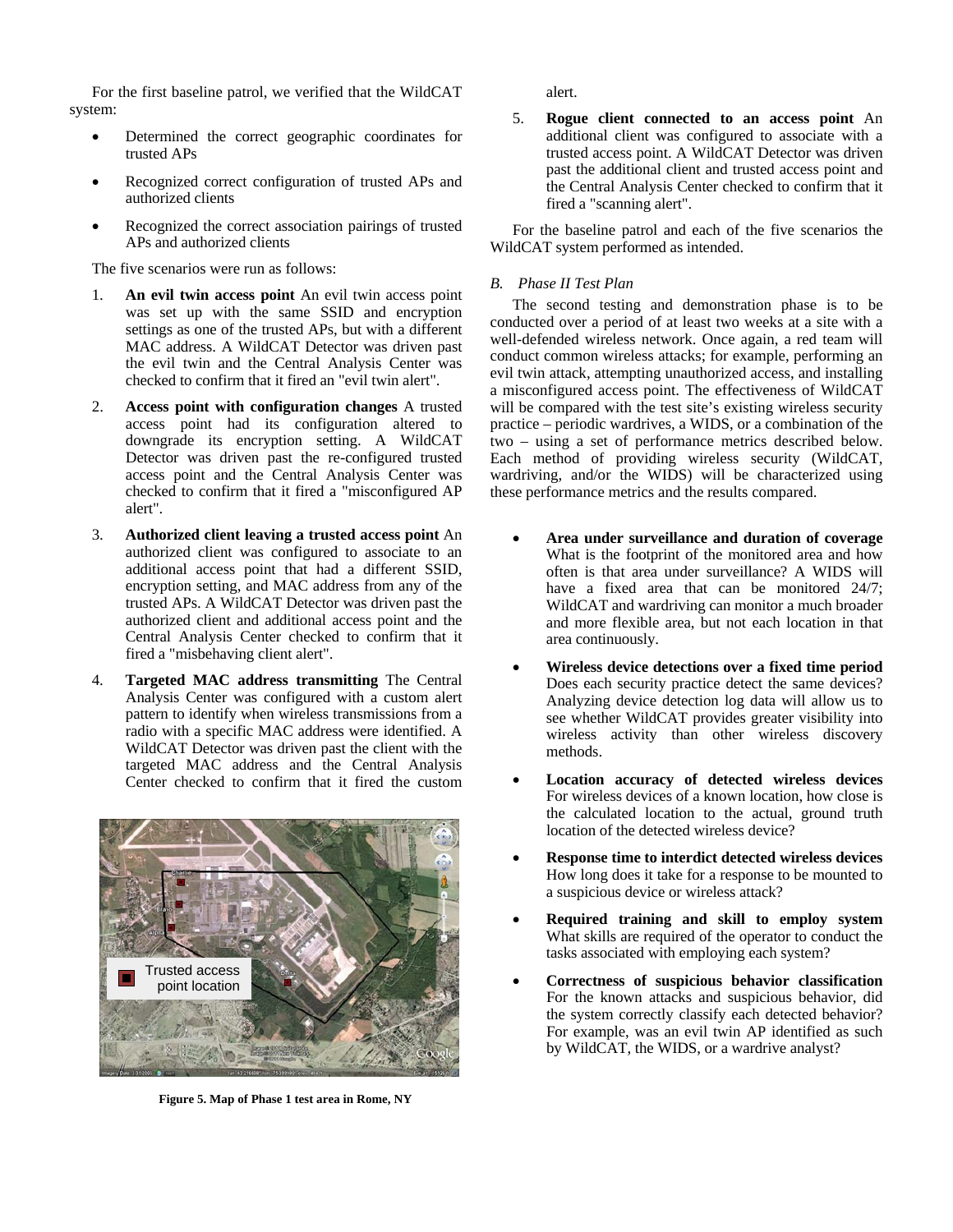For the first baseline patrol, we verified that the WildCAT system:

- Determined the correct geographic coordinates for trusted APs
- Recognized correct configuration of trusted APs and authorized clients
- Recognized the correct association pairings of trusted APs and authorized clients

The five scenarios were run as follows:

1. **An evil twin access point** An evil twin access point was set up with the same SSID and encryption settings as one of the trusted APs, but with a different MAC address. A WildCAT Detector was driven past the evil twin and the Central Analysis Center was checked to confirm that it fired an "evil twin alert".
2. **Access point with configuration changes** A trusted access point had its configuration altered to downgrade its encryption setting. A WildCAT Detector was driven past the re-configured trusted access point and the Central Analysis Center was checked to confirm that it fired a "misconfigured AP alert".
3. **Authorized client leaving a trusted access point** An authorized client was configured to associate to an additional access point that had a different SSID, encryption setting, and MAC address from any of the trusted APs. A WildCAT Detector was driven past the authorized client and additional access point and the Central Analysis Center checked to confirm that it fired a "misbehaving client alert".
4. **Targeted MAC address transmitting** The Central Analysis Center was configured with a custom alert pattern to identify when wireless transmissions from a radio with a specific MAC address were identified. A WildCAT Detector was driven past the client with the targeted MAC address and the Central Analysis Center checked to confirm that it fired the custom alert.
5. **Rogue client connected to an access point** An additional client was configured to associate with a trusted access point. A WildCAT Detector was driven past the additional client and trusted access point and the Central Analysis Center checked to confirm that it fired a "scanning alert".

Figure 5. Map of Phase 1 test area in Rome, NY

For the baseline patrol and each of the five scenarios the WildCAT system performed as intended.

### *B. Phase II Test Plan*

The second testing and demonstration phase is to be conducted over a period of at least two weeks at a site with a well-defended wireless network. Once again, a red team will conduct common wireless attacks; for example, performing an evil twin attack, attempting unauthorized access, and installing a misconfigured access point. The effectiveness of WildCAT will be compared with the test site's existing wireless security practice – periodic wardrives, a WIDS, or a combination of the two – using a set of performance metrics described below. Each method of providing wireless security (WildCAT, wardriving, and/or the WIDS) will be characterized using these performance metrics and the results compared.

- **Area under surveillance and duration of coverage** What is the footprint of the monitored area and how often is that area under surveillance? A WIDS will have a fixed area that can be monitored 24/7; WildCAT and wardriving can monitor a much broader and more flexible area, but not each location in that area continuously.
- **Wireless device detections over a fixed time period** Does each security practice detect the same devices? Analyzing device detection log data will allow us to see whether WildCAT provides greater visibility into wireless activity than other wireless discovery methods.
- **Location accuracy of detected wireless devices** For wireless devices of a known location, how close is the calculated location to the actual, ground truth location of the detected wireless device?
- **Response time to interdict detected wireless devices** How long does it take for a response to be mounted to a suspicious device or wireless attack?
- **Required training and skill to employ system** What skills are required of the operator to conduct the tasks associated with employing each system?
- **Correctness of suspicious behavior classification** For the known attacks and suspicious behavior, did the system correctly classify each detected behavior? For example, was an evil twin AP identified as such by WildCAT, the WIDS, or a wardrive analyst?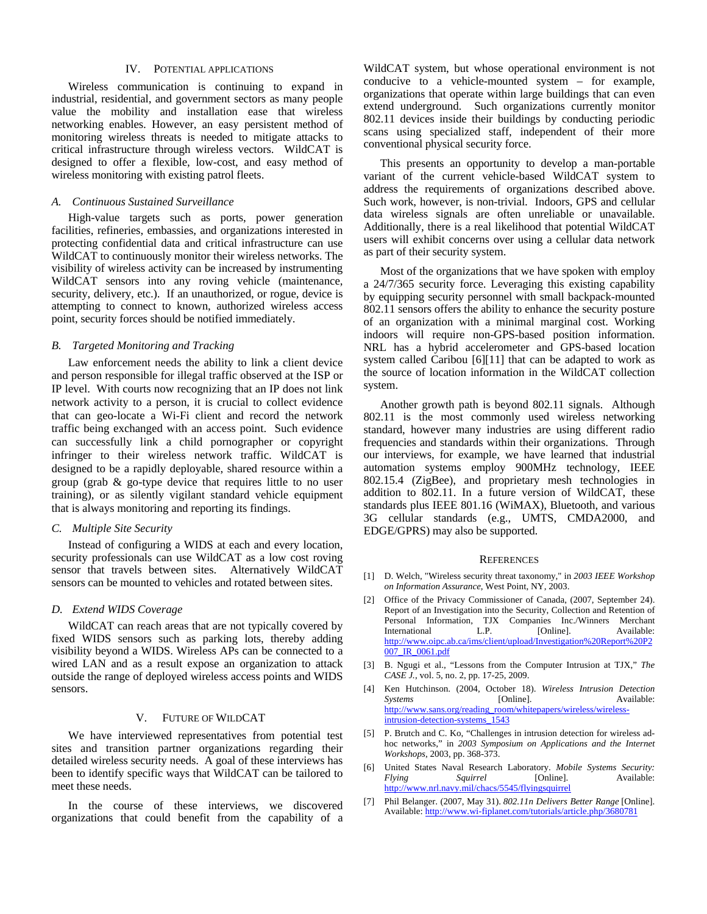## IV. Potential Applications

Wireless communication is continuing to expand in industrial, residential, and government sectors as many people value the mobility and installation ease that wireless networking enables. However, an easy persistent method of monitoring wireless threats is needed to mitigate attacks to critical infrastructure through wireless vectors. WildCAT is designed to offer a flexible, low-cost, and easy method of wireless monitoring with existing patrol fleets.

### *A. Continuous Sustained Surveillance*

High-value targets such as ports, power generation facilities, refineries, embassies, and organizations interested in protecting confidential data and critical infrastructure can use WildCAT to continuously monitor their wireless networks. The visibility of wireless activity can be increased by instrumenting WildCAT sensors into any roving vehicle (maintenance, security, delivery, etc.). If an unauthorized, or rogue, device is attempting to connect to known, authorized wireless access point, security forces should be notified immediately.

### *B. Targeted Monitoring and Tracking*

Law enforcement needs the ability to link a client device and person responsible for illegal traffic observed at the ISP or IP level. With courts now recognizing that an IP does not link network activity to a person, it is crucial to collect evidence that can geo-locate a Wi-Fi client and record the network traffic being exchanged with an access point. Such evidence can successfully link a child pornographer or copyright infringer to their wireless network traffic. WildCAT is designed to be a rapidly deployable, shared resource within a group (grab & go-type device that requires little to no user training), or as silently vigilant standard vehicle equipment that is always monitoring and reporting its findings.

### *C. Multiple Site Security*

Instead of configuring a WIDS at each and every location, security professionals can use WildCAT as a low cost roving sensor that travels between sites. Alternatively WildCAT sensors can be mounted to vehicles and rotated between sites.

### *D. Extend WIDS Coverage*

WildCAT can reach areas that are not typically covered by fixed WIDS sensors such as parking lots, thereby adding visibility beyond a WIDS. Wireless APs can be connected to a wired LAN and as a result expose an organization to attack outside the range of deployed wireless access points and WIDS sensors.

## V. Future of WildCAT

We have interviewed representatives from potential test sites and transition partner organizations regarding their detailed wireless security needs. A goal of these interviews has been to identify specific ways that WildCAT can be tailored to meet these needs.

In the course of these interviews, we discovered organizations that could benefit from the capability of a WildCAT system, but whose operational environment is not conducive to a vehicle-mounted system – for example, organizations that operate within large buildings that can even extend underground. Such organizations currently monitor 802.11 devices inside their buildings by conducting periodic scans using specialized staff, independent of their more conventional physical security force.

This presents an opportunity to develop a man-portable variant of the current vehicle-based WildCAT system to address the requirements of organizations described above. Such work, however, is non-trivial. Indoors, GPS and cellular data wireless signals are often unreliable or unavailable. Additionally, there is a real likelihood that potential WildCAT users will exhibit concerns over using a cellular data network as part of their security system.

Most of the organizations that we have spoken with employ a 24/7/365 security force. Leveraging this existing capability by equipping security personnel with small backpack-mounted 802.11 sensors offers the ability to enhance the security posture of an organization with a minimal marginal cost. Working indoors will require non-GPS-based position information. NRL has a hybrid accelerometer and GPS-based location system called Caribou [6][11] that can be adapted to work as the source of location information in the WildCAT collection system.

Another growth path is beyond 802.11 signals. Although 802.11 is the most commonly used wireless networking standard, however many industries are using different radio frequencies and standards within their organizations. Through our interviews, for example, we have learned that industrial automation systems employ 900MHz technology, IEEE 802.15.4 (ZigBee), and proprietary mesh technologies in addition to 802.11. In a future version of WildCAT, these standards plus IEEE 801.16 (WiMAX), Bluetooth, and various 3G cellular standards (e.g., UMTS, CMDA2000, and EDGE/GPRS) may also be supported.

## References

[1] D. Welch, "Wireless security threat taxonomy," in *2003 IEEE Workshop on Information Assurance*, West Point, NY, 2003.

[2] Office of the Privacy Commissioner of Canada, (2007, September 24). Report of an Investigation into the Security, Collection and Retention of Personal Information, TJX Companies Inc./Winners Merchant International L.P. [Online]. Available: http://www.oipc.ab.ca/ims/client/upload/Investigation%20Report%20P2007_IR_0061.pdf

[3] B. Ngugi et al., "Lessons from the Computer Intrusion at TJX," *The CASE J.*, vol. 5, no. 2, pp. 17-25, 2009.

[4] Ken Hutchinson. (2004, October 18). *Wireless Intrusion Detection Systems* [Online]. Available: http://www.sans.org/reading_room/whitepapers/wireless/wireless-intrusion-detection-systems_1543

[5] P. Brutch and C. Ko, "Challenges in intrusion detection for wireless ad-hoc networks," in *2003 Symposium on Applications and the Internet Workshops*, 2003, pp. 368-373.

[6] United States Naval Research Laboratory. *Mobile Systems Security: Flying Squirrel* [Online]. Available: http://www.nrl.navy.mil/chacs/5545/flyingsquirrel

[7] Phil Belanger. (2007, May 31). *802.11n Delivers Better Range* [Online]. Available: http://www.wi-fiplanet.com/tutorials/article.php/3680781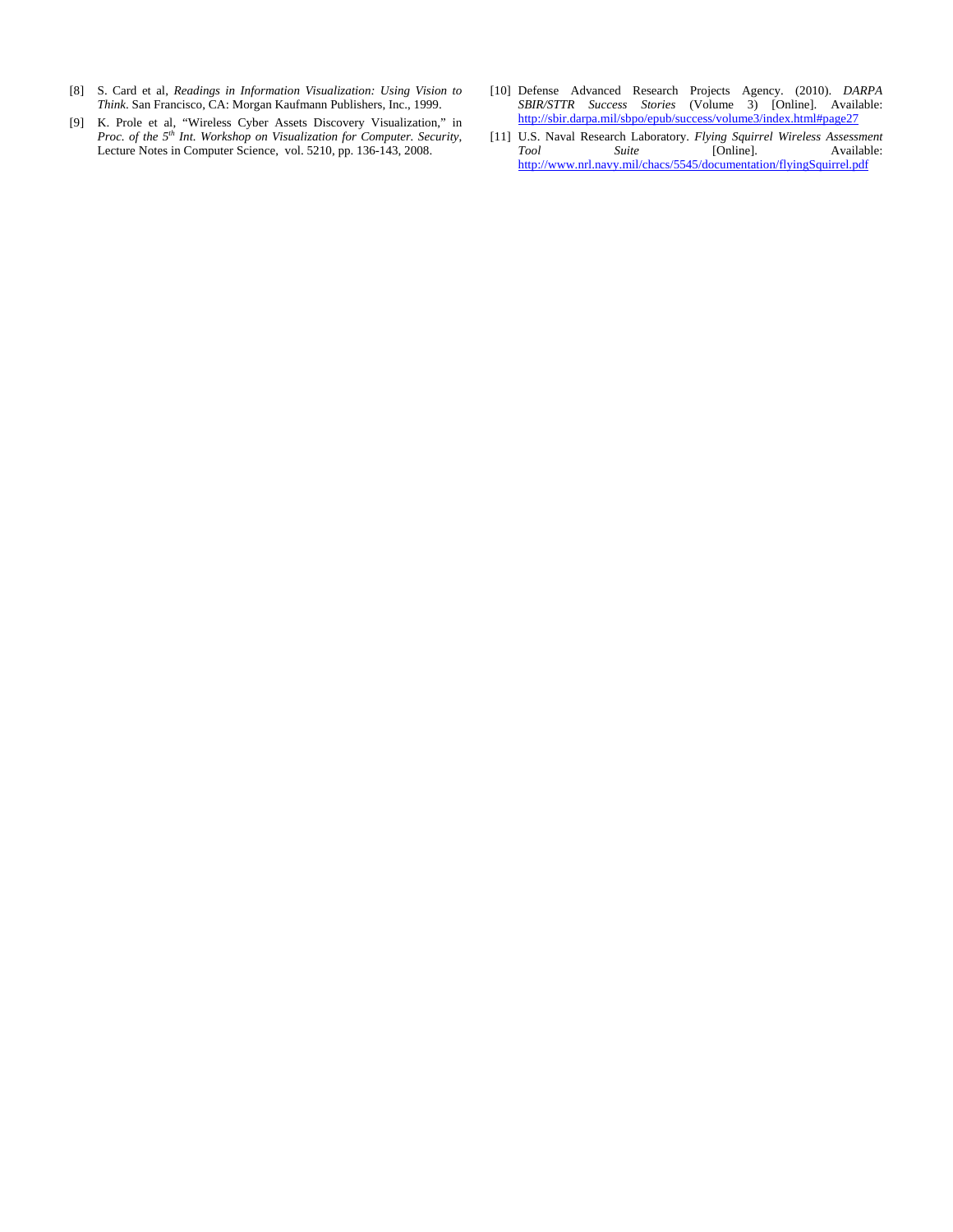[8] S. Card et al, *Readings in Information Visualization: Using Vision to Think*. San Francisco, CA: Morgan Kaufmann Publishers, Inc., 1999.

[9] K. Prole et al, "Wireless Cyber Assets Discovery Visualization," in *Proc. of the 5th Int. Workshop on Visualization for Computer. Security*, Lecture Notes in Computer Science, vol. 5210, pp. 136-143, 2008.

[10] Defense Advanced Research Projects Agency. (2010). *DARPA SBIR/STTR Success Stories* (Volume 3) [Online]. Available: http://sbir.darpa.mil/sbpo/epub/success/volume3/index.html#page27

[11] U.S. Naval Research Laboratory. *Flying Squirrel Wireless Assessment Tool Suite* [Online]. Available: http://www.nrl.navy.mil/chacs/5545/documentation/flyingSquirrel.pdf